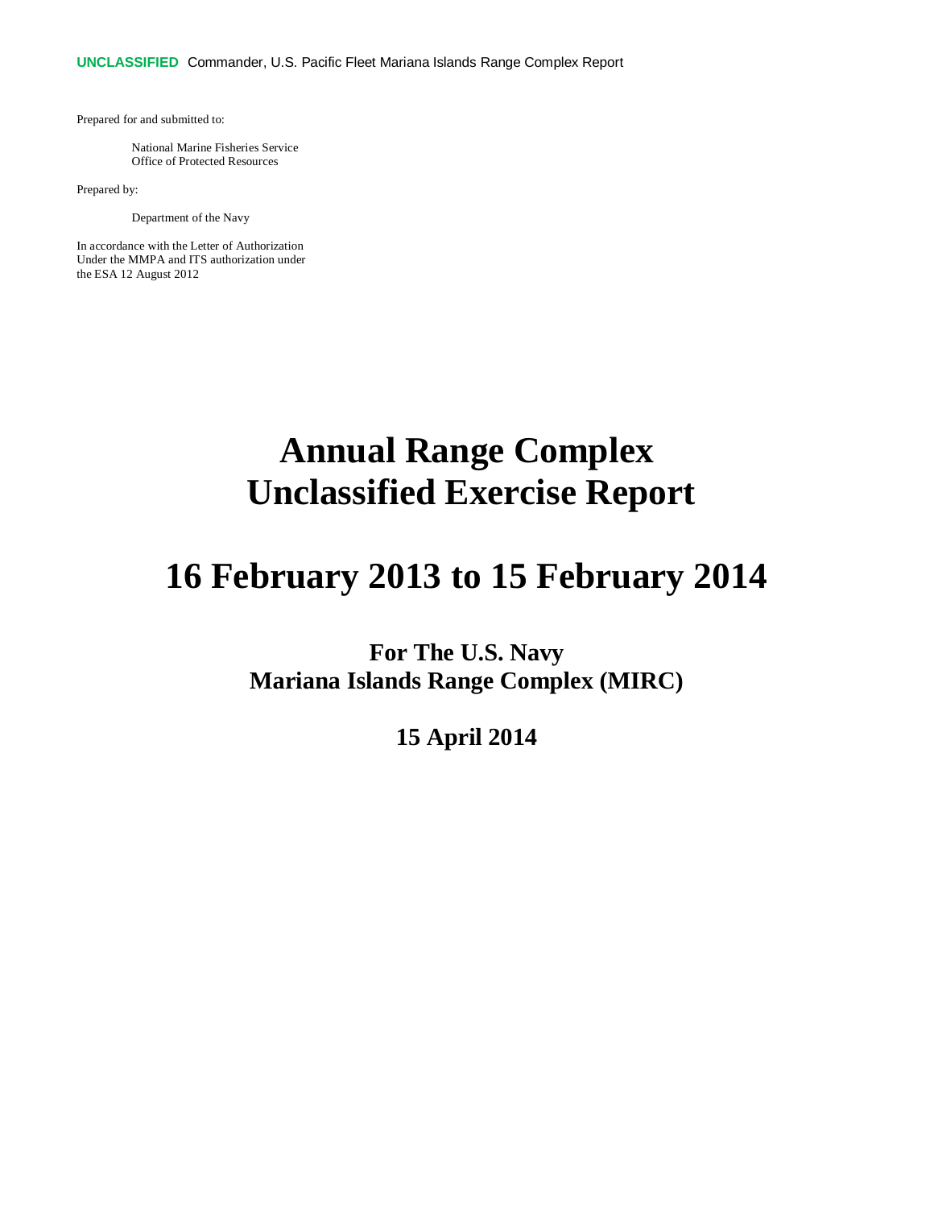Prepared for and submitted to:

National Marine Fisheries Service
Office of Protected Resources

Prepared by:

Department of the Navy

In accordance with the Letter of Authorization
Under the MMPA and ITS authorization under
the ESA 12 August 2012

# Annual Range Complex Unclassified Exercise Report

# 16 February 2013 to 15 February 2014

## For The U.S. Navy
## Mariana Islands Range Complex (MIRC)

## 15 April 2014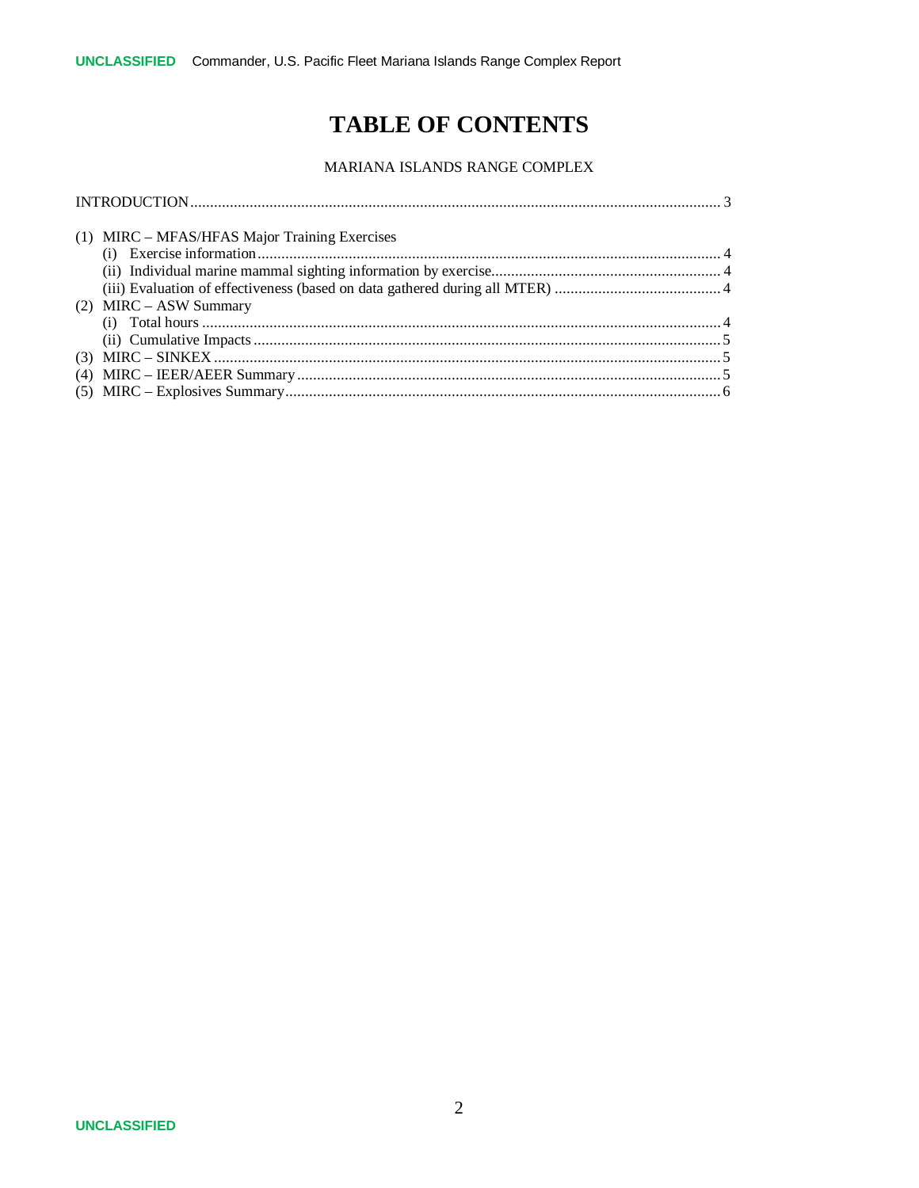# TABLE OF CONTENTS

MARIANA ISLANDS RANGE COMPLEX

INTRODUCTION ..................................................................................................................................... 3

(1) MIRC – MFAS/HFAS Major Training Exercises
- (i) Exercise information ..................................................................................................................... 4
- (ii) Individual marine mammal sighting information by exercise ........................................................... 4
- (iii) Evaluation of effectiveness (based on data gathered during all MTER) ........................................... 4

(2) MIRC – ASW Summary
- (i) Total hours ................................................................................................................................... 4
- (ii) Cumulative Impacts ...................................................................................................................... 5

(3) MIRC – SINKEX ................................................................................................................................ 5

(4) MIRC – IEER/AEER Summary ........................................................................................................... 5

(5) MIRC – Explosives Summary ............................................................................................................. 6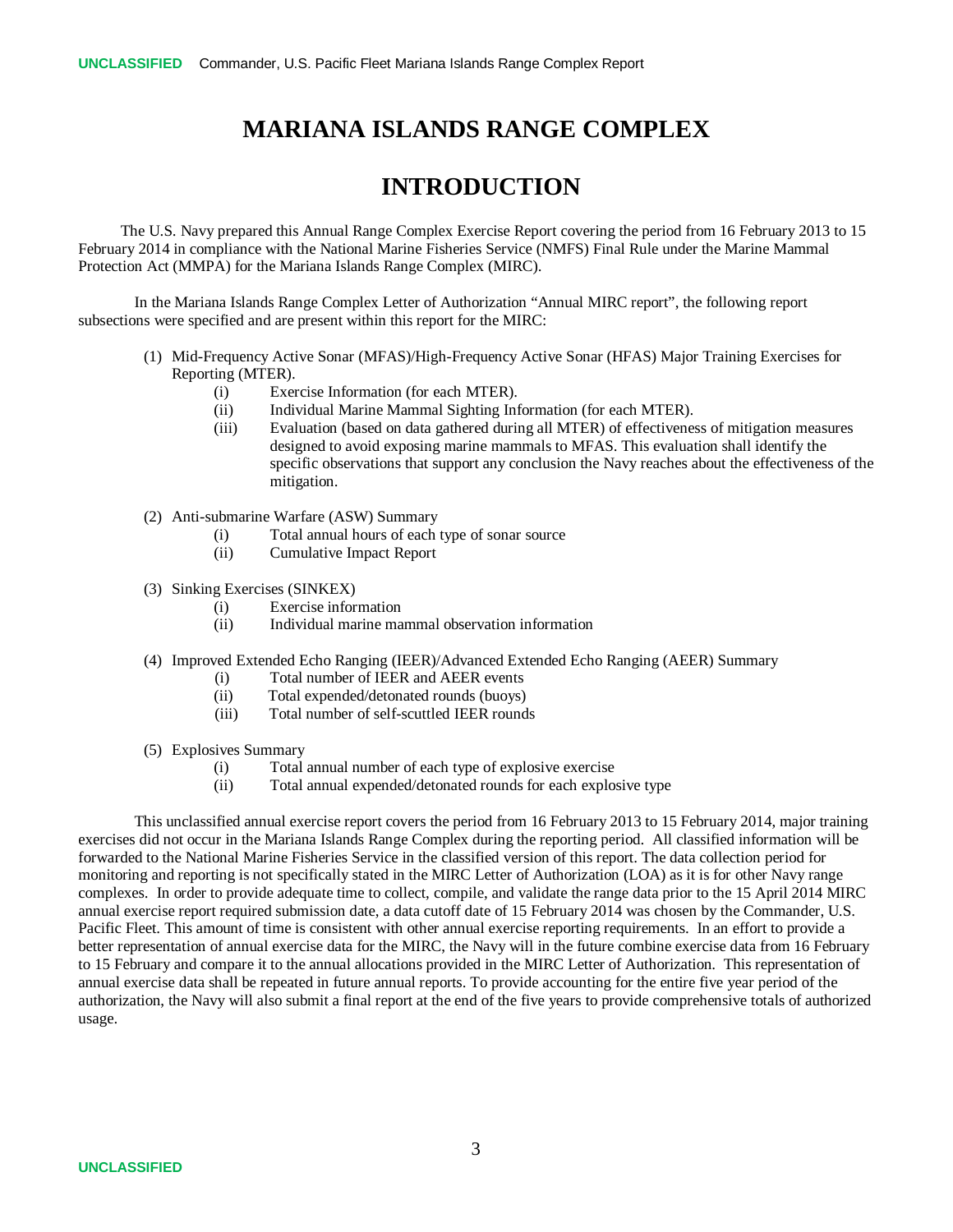# MARIANA ISLANDS RANGE COMPLEX

# INTRODUCTION

The U.S. Navy prepared this Annual Range Complex Exercise Report covering the period from 16 February 2013 to 15 February 2014 in compliance with the National Marine Fisheries Service (NMFS) Final Rule under the Marine Mammal Protection Act (MMPA) for the Mariana Islands Range Complex (MIRC).

In the Mariana Islands Range Complex Letter of Authorization "Annual MIRC report", the following report subsections were specified and are present within this report for the MIRC:

(1) Mid-Frequency Active Sonar (MFAS)/High-Frequency Active Sonar (HFAS) Major Training Exercises for Reporting (MTER).
- (i) Exercise Information (for each MTER).
- (ii) Individual Marine Mammal Sighting Information (for each MTER).
- (iii) Evaluation (based on data gathered during all MTER) of effectiveness of mitigation measures designed to avoid exposing marine mammals to MFAS. This evaluation shall identify the specific observations that support any conclusion the Navy reaches about the effectiveness of the mitigation.

(2) Anti-submarine Warfare (ASW) Summary
- (i) Total annual hours of each type of sonar source
- (ii) Cumulative Impact Report

(3) Sinking Exercises (SINKEX)
- (i) Exercise information
- (ii) Individual marine mammal observation information

(4) Improved Extended Echo Ranging (IEER)/Advanced Extended Echo Ranging (AEER) Summary
- (i) Total number of IEER and AEER events
- (ii) Total expended/detonated rounds (buoys)
- (iii) Total number of self-scuttled IEER rounds

(5) Explosives Summary
- (i) Total annual number of each type of explosive exercise
- (ii) Total annual expended/detonated rounds for each explosive type

This unclassified annual exercise report covers the period from 16 February 2013 to 15 February 2014, major training exercises did not occur in the Mariana Islands Range Complex during the reporting period. All classified information will be forwarded to the National Marine Fisheries Service in the classified version of this report. The data collection period for monitoring and reporting is not specifically stated in the MIRC Letter of Authorization (LOA) as it is for other Navy range complexes. In order to provide adequate time to collect, compile, and validate the range data prior to the 15 April 2014 MIRC annual exercise report required submission date, a data cutoff date of 15 February 2014 was chosen by the Commander, U.S. Pacific Fleet. This amount of time is consistent with other annual exercise reporting requirements. In an effort to provide a better representation of annual exercise data for the MIRC, the Navy will in the future combine exercise data from 16 February to 15 February and compare it to the annual allocations provided in the MIRC Letter of Authorization. This representation of annual exercise data shall be repeated in future annual reports. To provide accounting for the entire five year period of the authorization, the Navy will also submit a final report at the end of the five years to provide comprehensive totals of authorized usage.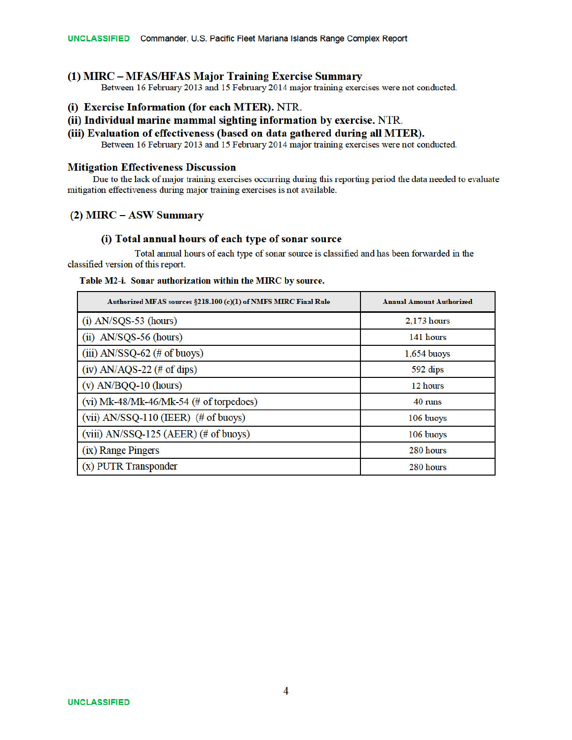## (1) MIRC – MFAS/HFAS Major Training Exercise Summary

Between 16 February 2013 and 15 February 2014 major training exercises were not conducted.

### (i) Exercise Information (for each MTER). NTR.

### (ii) Individual marine mammal sighting information by exercise. NTR.

### (iii) Evaluation of effectiveness (based on data gathered during all MTER).

Between 16 February 2013 and 15 February 2014 major training exercises were not conducted.

### Mitigation Effectiveness Discussion

Due to the lack of major training exercises occurring during this reporting period the data needed to evaluate mitigation effectiveness during major training exercises is not available.

## (2) MIRC – ASW Summary

### (i) Total annual hours of each type of sonar source

Total annual hours of each type of sonar source is classified and has been forwarded in the classified version of this report.

**Table M2-i. Sonar authorization within the MIRC by source.**

| Authorized MFAS sources §218.100 (c)(1) of NMFS MIRC Final Rule | Annual Amount Authorized |
|---|---|
| (i) AN/SQS-53 (hours) | 2,173 hours |
| (ii) AN/SQS-56 (hours) | 141 hours |
| (iii) AN/SSQ-62 (# of buoys) | 1,654 buoys |
| (iv) AN/AQS-22 (# of dips) | 592 dips |
| (v) AN/BQQ-10 (hours) | 12 hours |
| (vi) Mk-48/Mk-46/Mk-54 (# of torpedoes) | 40 runs |
| (vii) AN/SSQ-110 (IEER) (# of buoys) | 106 buoys |
| (viii) AN/SSQ-125 (AEER) (# of buoys) | 106 buoys |
| (ix) Range Pingers | 280 hours |
| (x) PUTR Transponder | 280 hours |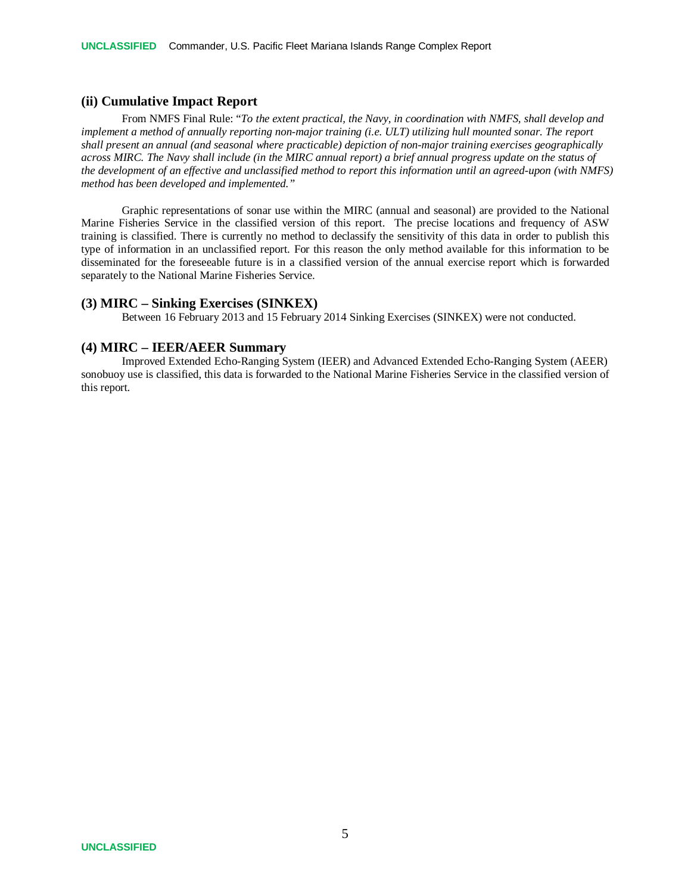### (ii) Cumulative Impact Report

From NMFS Final Rule: "*To the extent practical, the Navy, in coordination with NMFS, shall develop and implement a method of annually reporting non-major training (i.e. ULT) utilizing hull mounted sonar. The report shall present an annual (and seasonal where practicable) depiction of non-major training exercises geographically across MIRC. The Navy shall include (in the MIRC annual report) a brief annual progress update on the status of the development of an effective and unclassified method to report this information until an agreed-upon (with NMFS) method has been developed and implemented.*"

Graphic representations of sonar use within the MIRC (annual and seasonal) are provided to the National Marine Fisheries Service in the classified version of this report. The precise locations and frequency of ASW training is classified. There is currently no method to declassify the sensitivity of this data in order to publish this type of information in an unclassified report. For this reason the only method available for this information to be disseminated for the foreseeable future is in a classified version of the annual exercise report which is forwarded separately to the National Marine Fisheries Service.

### (3) MIRC – Sinking Exercises (SINKEX)

Between 16 February 2013 and 15 February 2014 Sinking Exercises (SINKEX) were not conducted.

### (4) MIRC – IEER/AEER Summary

Improved Extended Echo-Ranging System (IEER) and Advanced Extended Echo-Ranging System (AEER) sonobuoy use is classified, this data is forwarded to the National Marine Fisheries Service in the classified version of this report.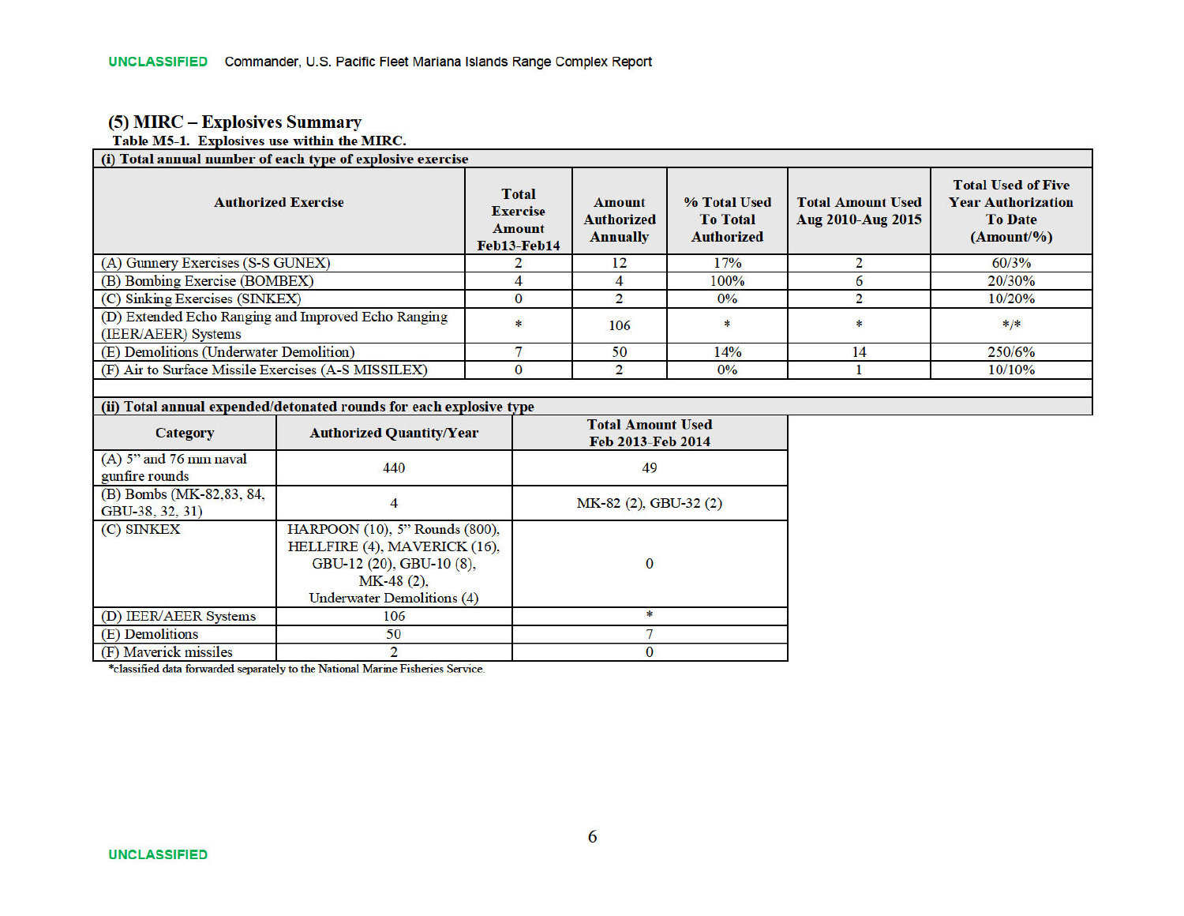## (5) MIRC – Explosives Summary

**Table M5-1. Explosives use within the MIRC.**

**(i) Total annual number of each type of explosive exercise**

| Authorized Exercise | Total Exercise Amount Feb13-Feb14 | Amount Authorized Annually | % Total Used To Total Authorized | Total Amount Used Aug 2010-Aug 2015 | Total Used of Five Year Authorization To Date (Amount/%) |
|---|---|---|---|---|---|
| (A) Gunnery Exercises (S-S GUNEX) | 2 | 12 | 17% | 2 | 60/3% |
| (B) Bombing Exercise (BOMBEX) | 4 | 4 | 100% | 6 | 20/30% |
| (C) Sinking Exercises (SINKEX) | 0 | 2 | 0% | 2 | 10/20% |
| (D) Extended Echo Ranging and Improved Echo Ranging (IEER/AEER) Systems | * | 106 | * | * | */* |
| (E) Demolitions (Underwater Demolition) | 7 | 50 | 14% | 14 | 250/6% |
| (F) Air to Surface Missile Exercises (A-S MISSILEX) | 0 | 2 | 0% | 1 | 10/10% |

**(ii) Total annual expended/detonated rounds for each explosive type**

| Category | Authorized Quantity/Year | Total Amount Used Feb 2013-Feb 2014 |
|---|---|---|
| (A) 5" and 76 mm naval gunfire rounds | 440 | 49 |
| (B) Bombs (MK-82,83, 84, GBU-38, 32, 31) | 4 | MK-82 (2), GBU-32 (2) |
| (C) SINKEX | HARPOON (10), 5" Rounds (800), HELLFIRE (4), MAVERICK (16), GBU-12 (20), GBU-10 (8), MK-48 (2), Underwater Demolitions (4) | 0 |
| (D) IEER/AEER Systems | 106 | * |
| (E) Demolitions | 50 | 7 |
| (F) Maverick missiles | 2 | 0 |

*classified data forwarded separately to the National Marine Fisheries Service.